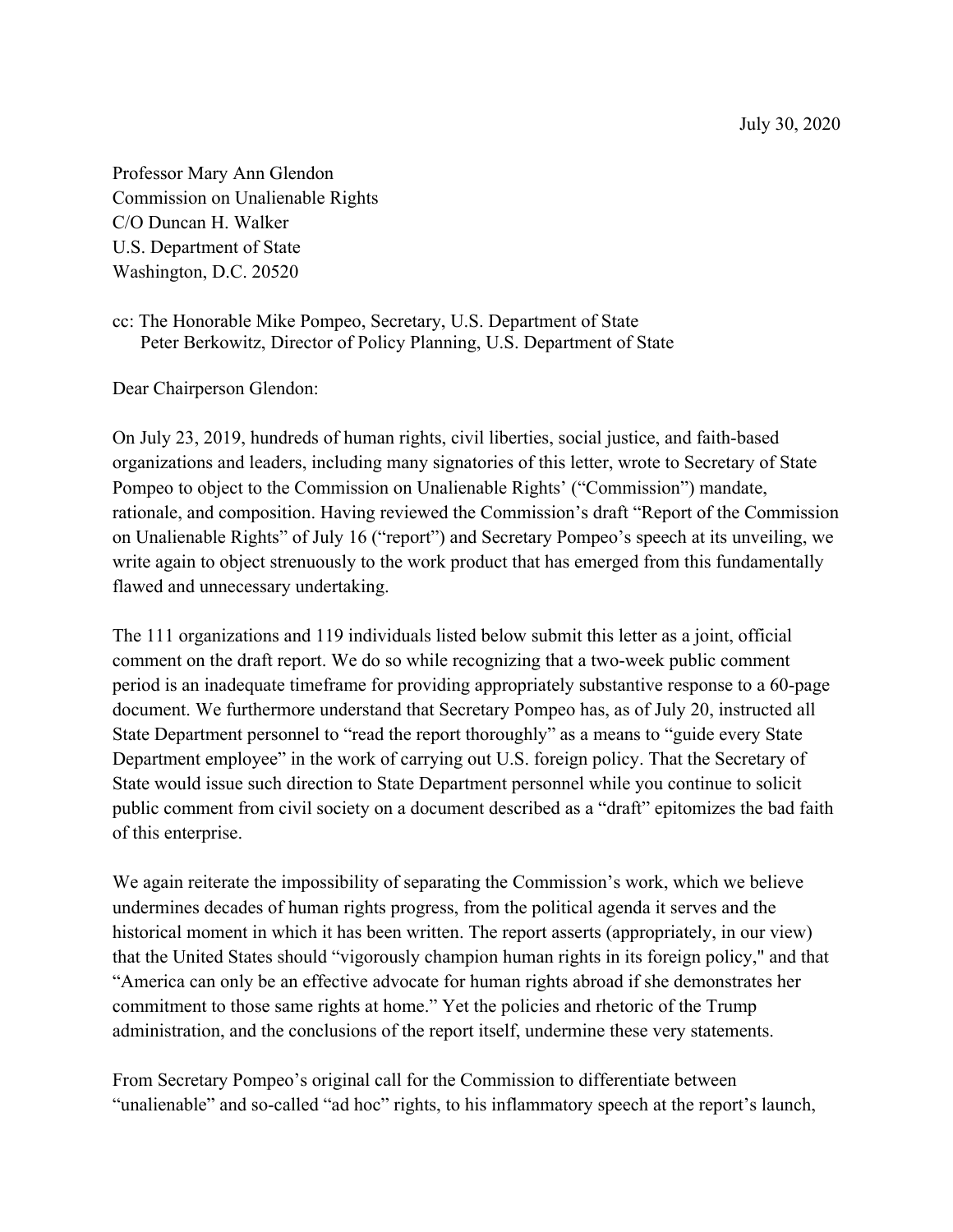July 30, 2020

Professor Mary Ann Glendon
Commission on Unalienable Rights
C/O Duncan H. Walker
U.S. Department of State
Washington, D.C. 20520

cc: The Honorable Mike Pompeo, Secretary, U.S. Department of State
Peter Berkowitz, Director of Policy Planning, U.S. Department of State

Dear Chairperson Glendon:

On July 23, 2019, hundreds of human rights, civil liberties, social justice, and faith-based organizations and leaders, including many signatories of this letter, wrote to Secretary of State Pompeo to object to the Commission on Unalienable Rights' ("Commission") mandate, rationale, and composition. Having reviewed the Commission's draft "Report of the Commission on Unalienable Rights" of July 16 ("report") and Secretary Pompeo's speech at its unveiling, we write again to object strenuously to the work product that has emerged from this fundamentally flawed and unnecessary undertaking.

The 111 organizations and 119 individuals listed below submit this letter as a joint, official comment on the draft report. We do so while recognizing that a two-week public comment period is an inadequate timeframe for providing appropriately substantive response to a 60-page document. We furthermore understand that Secretary Pompeo has, as of July 20, instructed all State Department personnel to "read the report thoroughly" as a means to "guide every State Department employee" in the work of carrying out U.S. foreign policy. That the Secretary of State would issue such direction to State Department personnel while you continue to solicit public comment from civil society on a document described as a "draft" epitomizes the bad faith of this enterprise.

We again reiterate the impossibility of separating the Commission's work, which we believe undermines decades of human rights progress, from the political agenda it serves and the historical moment in which it has been written. The report asserts (appropriately, in our view) that the United States should "vigorously champion human rights in its foreign policy," and that "America can only be an effective advocate for human rights abroad if she demonstrates her commitment to those same rights at home." Yet the policies and rhetoric of the Trump administration, and the conclusions of the report itself, undermine these very statements.

From Secretary Pompeo's original call for the Commission to differentiate between "unalienable" and so-called "ad hoc" rights, to his inflammatory speech at the report's launch,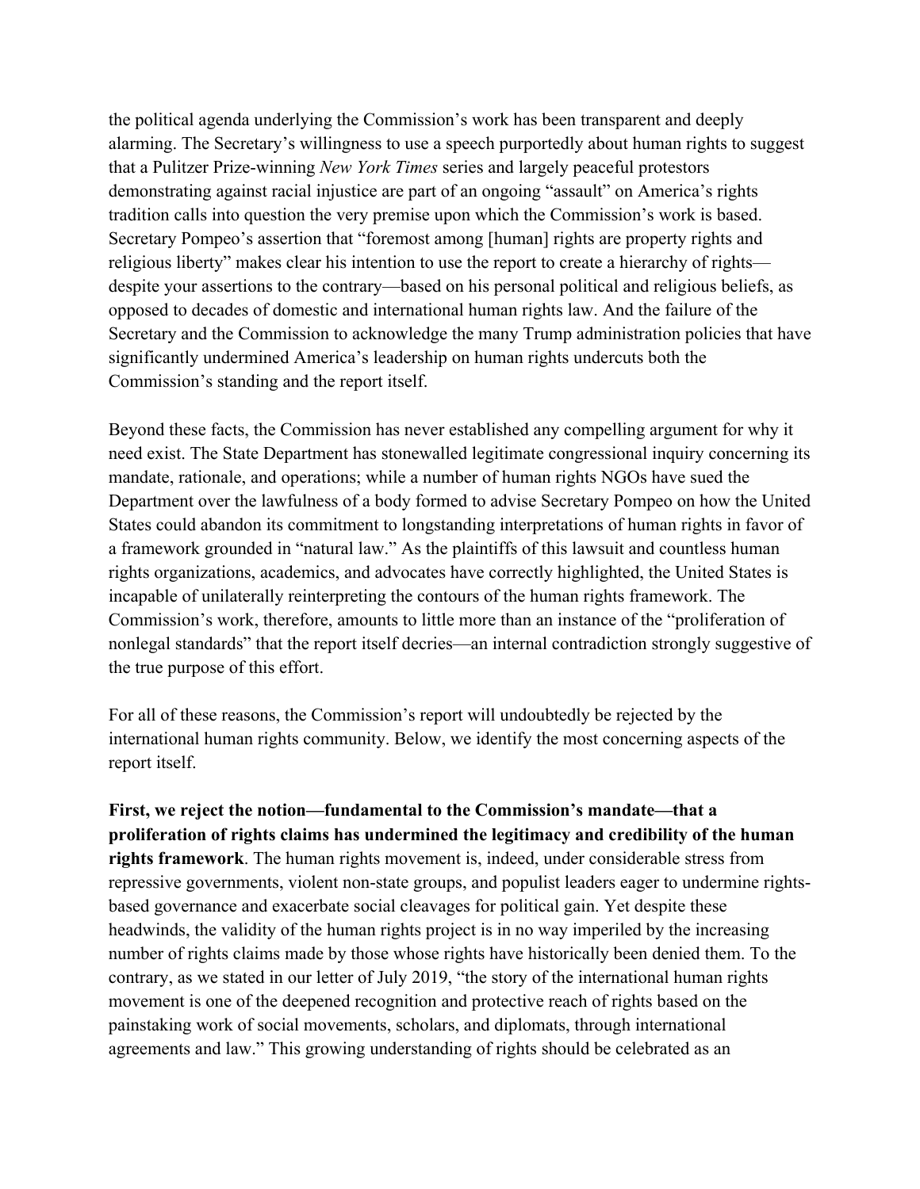the political agenda underlying the Commission's work has been transparent and deeply alarming. The Secretary's willingness to use a speech purportedly about human rights to suggest that a Pulitzer Prize-winning *New York Times* series and largely peaceful protestors demonstrating against racial injustice are part of an ongoing "assault" on America's rights tradition calls into question the very premise upon which the Commission's work is based. Secretary Pompeo's assertion that "foremost among [human] rights are property rights and religious liberty" makes clear his intention to use the report to create a hierarchy of rights—despite your assertions to the contrary—based on his personal political and religious beliefs, as opposed to decades of domestic and international human rights law. And the failure of the Secretary and the Commission to acknowledge the many Trump administration policies that have significantly undermined America's leadership on human rights undercuts both the Commission's standing and the report itself.

Beyond these facts, the Commission has never established any compelling argument for why it need exist. The State Department has stonewalled legitimate congressional inquiry concerning its mandate, rationale, and operations; while a number of human rights NGOs have sued the Department over the lawfulness of a body formed to advise Secretary Pompeo on how the United States could abandon its commitment to longstanding interpretations of human rights in favor of a framework grounded in "natural law." As the plaintiffs of this lawsuit and countless human rights organizations, academics, and advocates have correctly highlighted, the United States is incapable of unilaterally reinterpreting the contours of the human rights framework. The Commission's work, therefore, amounts to little more than an instance of the "proliferation of nonlegal standards" that the report itself decries—an internal contradiction strongly suggestive of the true purpose of this effort.

For all of these reasons, the Commission's report will undoubtedly be rejected by the international human rights community. Below, we identify the most concerning aspects of the report itself.

**First, we reject the notion—fundamental to the Commission's mandate—that a proliferation of rights claims has undermined the legitimacy and credibility of the human rights framework**. The human rights movement is, indeed, under considerable stress from repressive governments, violent non-state groups, and populist leaders eager to undermine rights-based governance and exacerbate social cleavages for political gain. Yet despite these headwinds, the validity of the human rights project is in no way imperiled by the increasing number of rights claims made by those whose rights have historically been denied them. To the contrary, as we stated in our letter of July 2019, "the story of the international human rights movement is one of the deepened recognition and protective reach of rights based on the painstaking work of social movements, scholars, and diplomats, through international agreements and law." This growing understanding of rights should be celebrated as an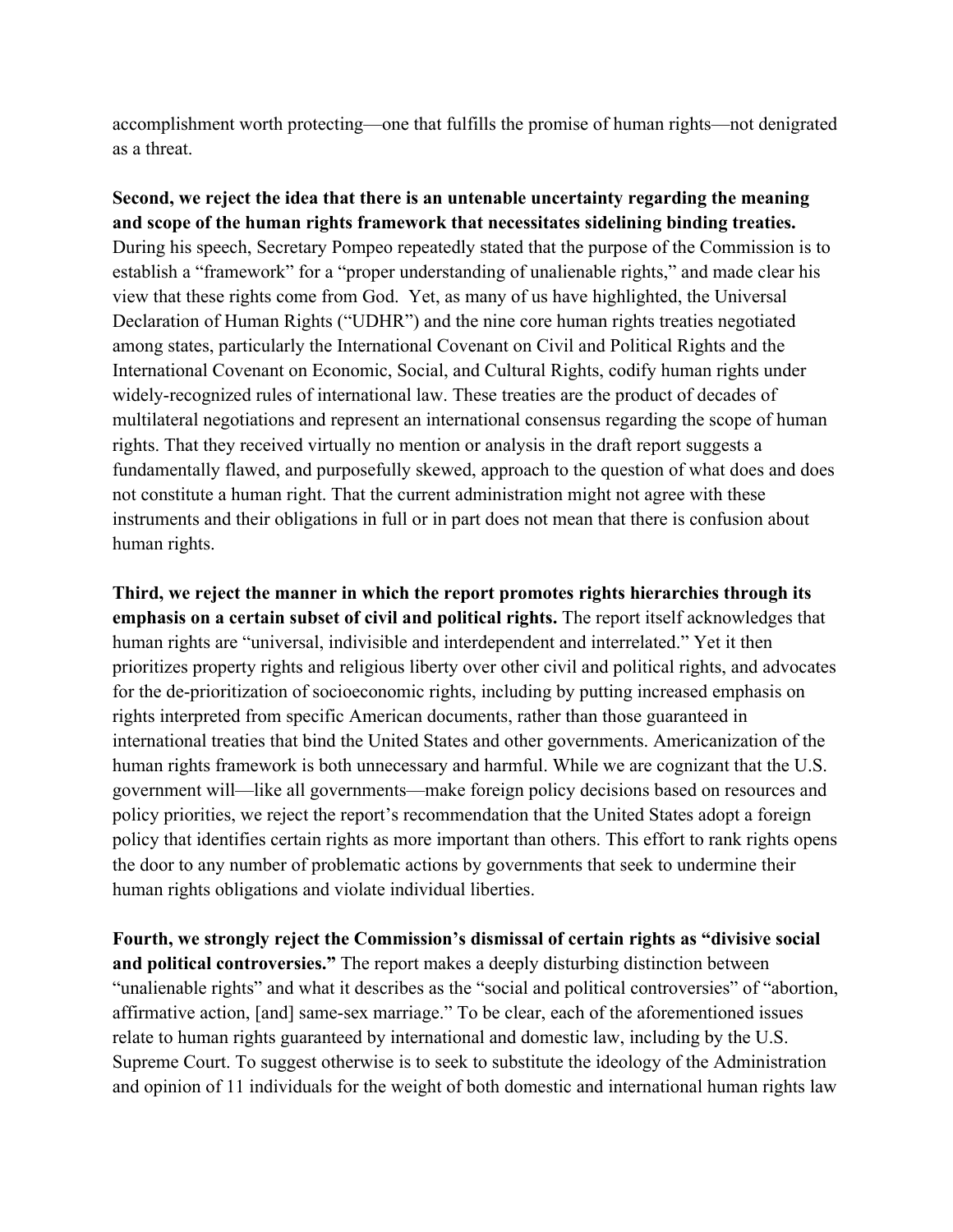accomplishment worth protecting—one that fulfills the promise of human rights—not denigrated as a threat.

**Second, we reject the idea that there is an untenable uncertainty regarding the meaning and scope of the human rights framework that necessitates sidelining binding treaties.** During his speech, Secretary Pompeo repeatedly stated that the purpose of the Commission is to establish a "framework" for a "proper understanding of unalienable rights," and made clear his view that these rights come from God. Yet, as many of us have highlighted, the Universal Declaration of Human Rights ("UDHR") and the nine core human rights treaties negotiated among states, particularly the International Covenant on Civil and Political Rights and the International Covenant on Economic, Social, and Cultural Rights, codify human rights under widely-recognized rules of international law. These treaties are the product of decades of multilateral negotiations and represent an international consensus regarding the scope of human rights. That they received virtually no mention or analysis in the draft report suggests a fundamentally flawed, and purposefully skewed, approach to the question of what does and does not constitute a human right. That the current administration might not agree with these instruments and their obligations in full or in part does not mean that there is confusion about human rights.

**Third, we reject the manner in which the report promotes rights hierarchies through its emphasis on a certain subset of civil and political rights.** The report itself acknowledges that human rights are "universal, indivisible and interdependent and interrelated." Yet it then prioritizes property rights and religious liberty over other civil and political rights, and advocates for the de-prioritization of socioeconomic rights, including by putting increased emphasis on rights interpreted from specific American documents, rather than those guaranteed in international treaties that bind the United States and other governments. Americanization of the human rights framework is both unnecessary and harmful. While we are cognizant that the U.S. government will—like all governments—make foreign policy decisions based on resources and policy priorities, we reject the report's recommendation that the United States adopt a foreign policy that identifies certain rights as more important than others. This effort to rank rights opens the door to any number of problematic actions by governments that seek to undermine their human rights obligations and violate individual liberties.

**Fourth, we strongly reject the Commission's dismissal of certain rights as "divisive social and political controversies."** The report makes a deeply disturbing distinction between "unalienable rights" and what it describes as the "social and political controversies" of "abortion, affirmative action, [and] same-sex marriage." To be clear, each of the aforementioned issues relate to human rights guaranteed by international and domestic law, including by the U.S. Supreme Court. To suggest otherwise is to seek to substitute the ideology of the Administration and opinion of 11 individuals for the weight of both domestic and international human rights law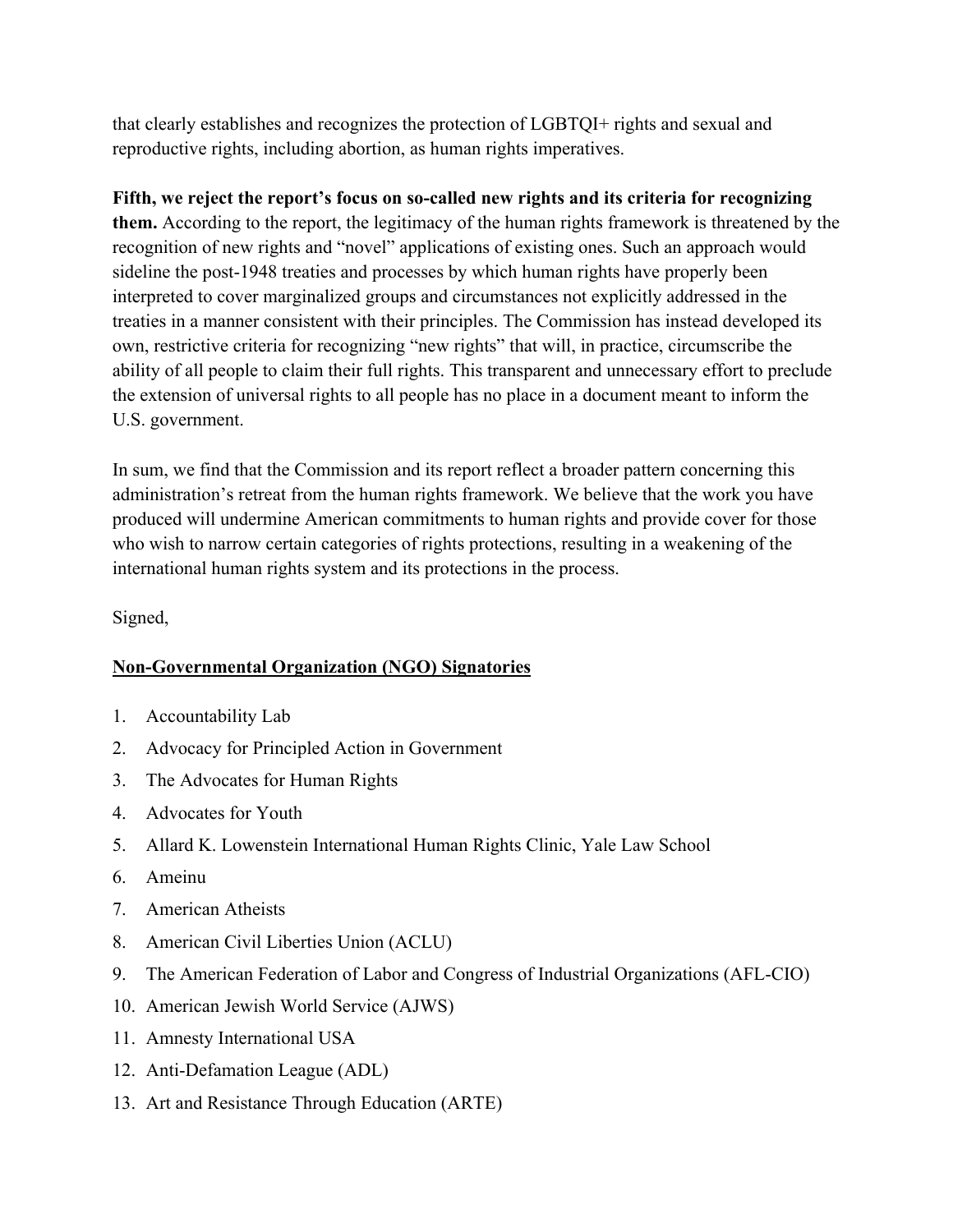that clearly establishes and recognizes the protection of LGBTQI+ rights and sexual and reproductive rights, including abortion, as human rights imperatives.

**Fifth, we reject the report's focus on so-called new rights and its criteria for recognizing them.** According to the report, the legitimacy of the human rights framework is threatened by the recognition of new rights and "novel" applications of existing ones. Such an approach would sideline the post-1948 treaties and processes by which human rights have properly been interpreted to cover marginalized groups and circumstances not explicitly addressed in the treaties in a manner consistent with their principles. The Commission has instead developed its own, restrictive criteria for recognizing "new rights" that will, in practice, circumscribe the ability of all people to claim their full rights. This transparent and unnecessary effort to preclude the extension of universal rights to all people has no place in a document meant to inform the U.S. government.

In sum, we find that the Commission and its report reflect a broader pattern concerning this administration's retreat from the human rights framework. We believe that the work you have produced will undermine American commitments to human rights and provide cover for those who wish to narrow certain categories of rights protections, resulting in a weakening of the international human rights system and its protections in the process.

Signed,

**Non-Governmental Organization (NGO) Signatories**

1. Accountability Lab
2. Advocacy for Principled Action in Government
3. The Advocates for Human Rights
4. Advocates for Youth
5. Allard K. Lowenstein International Human Rights Clinic, Yale Law School
6. Ameinu
7. American Atheists
8. American Civil Liberties Union (ACLU)
9. The American Federation of Labor and Congress of Industrial Organizations (AFL-CIO)
10. American Jewish World Service (AJWS)
11. Amnesty International USA
12. Anti-Defamation League (ADL)
13. Art and Resistance Through Education (ARTE)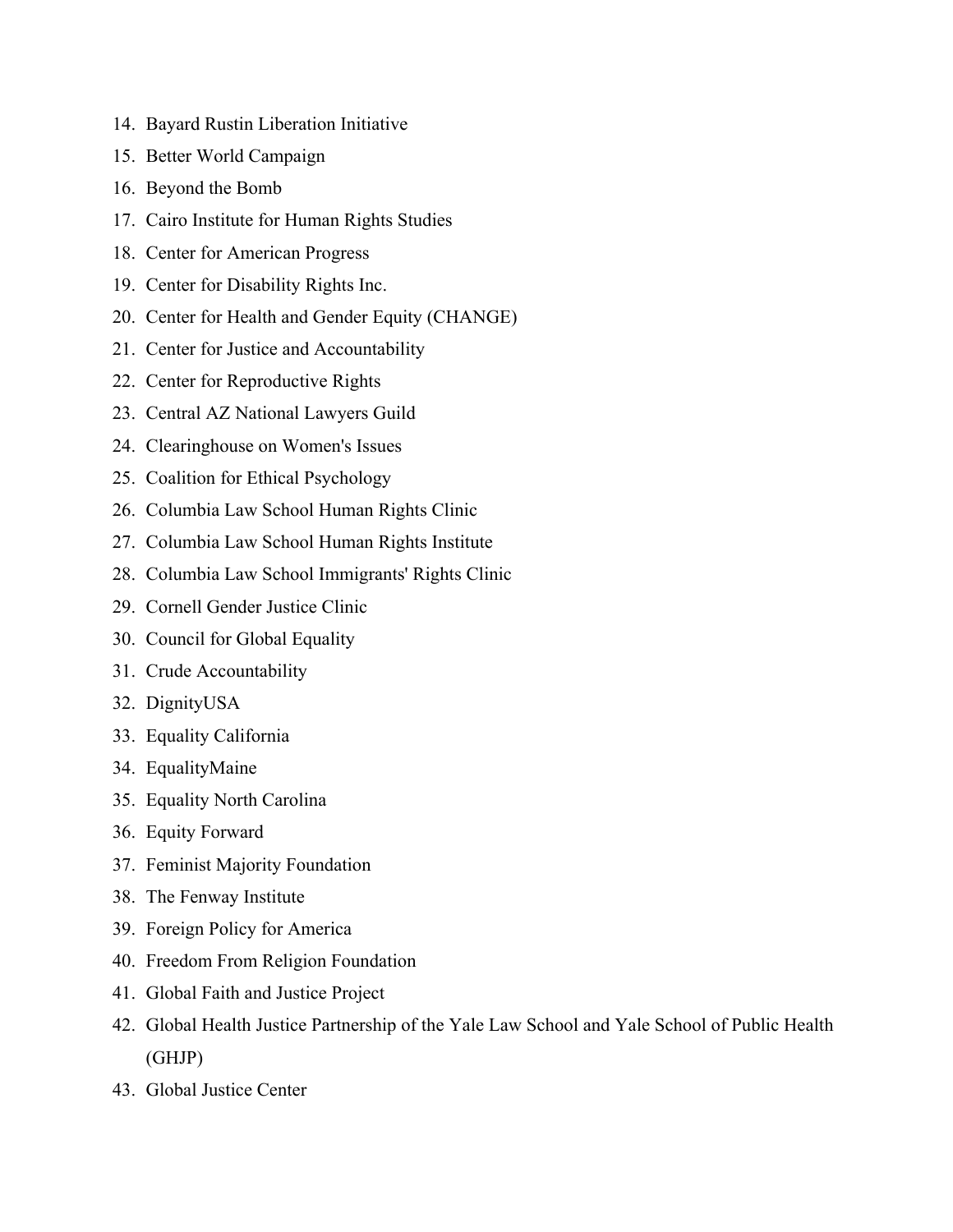14. Bayard Rustin Liberation Initiative
15. Better World Campaign
16. Beyond the Bomb
17. Cairo Institute for Human Rights Studies
18. Center for American Progress
19. Center for Disability Rights Inc.
20. Center for Health and Gender Equity (CHANGE)
21. Center for Justice and Accountability
22. Center for Reproductive Rights
23. Central AZ National Lawyers Guild
24. Clearinghouse on Women's Issues
25. Coalition for Ethical Psychology
26. Columbia Law School Human Rights Clinic
27. Columbia Law School Human Rights Institute
28. Columbia Law School Immigrants' Rights Clinic
29. Cornell Gender Justice Clinic
30. Council for Global Equality
31. Crude Accountability
32. DignityUSA
33. Equality California
34. EqualityMaine
35. Equality North Carolina
36. Equity Forward
37. Feminist Majority Foundation
38. The Fenway Institute
39. Foreign Policy for America
40. Freedom From Religion Foundation
41. Global Faith and Justice Project
42. Global Health Justice Partnership of the Yale Law School and Yale School of Public Health (GHJP)
43. Global Justice Center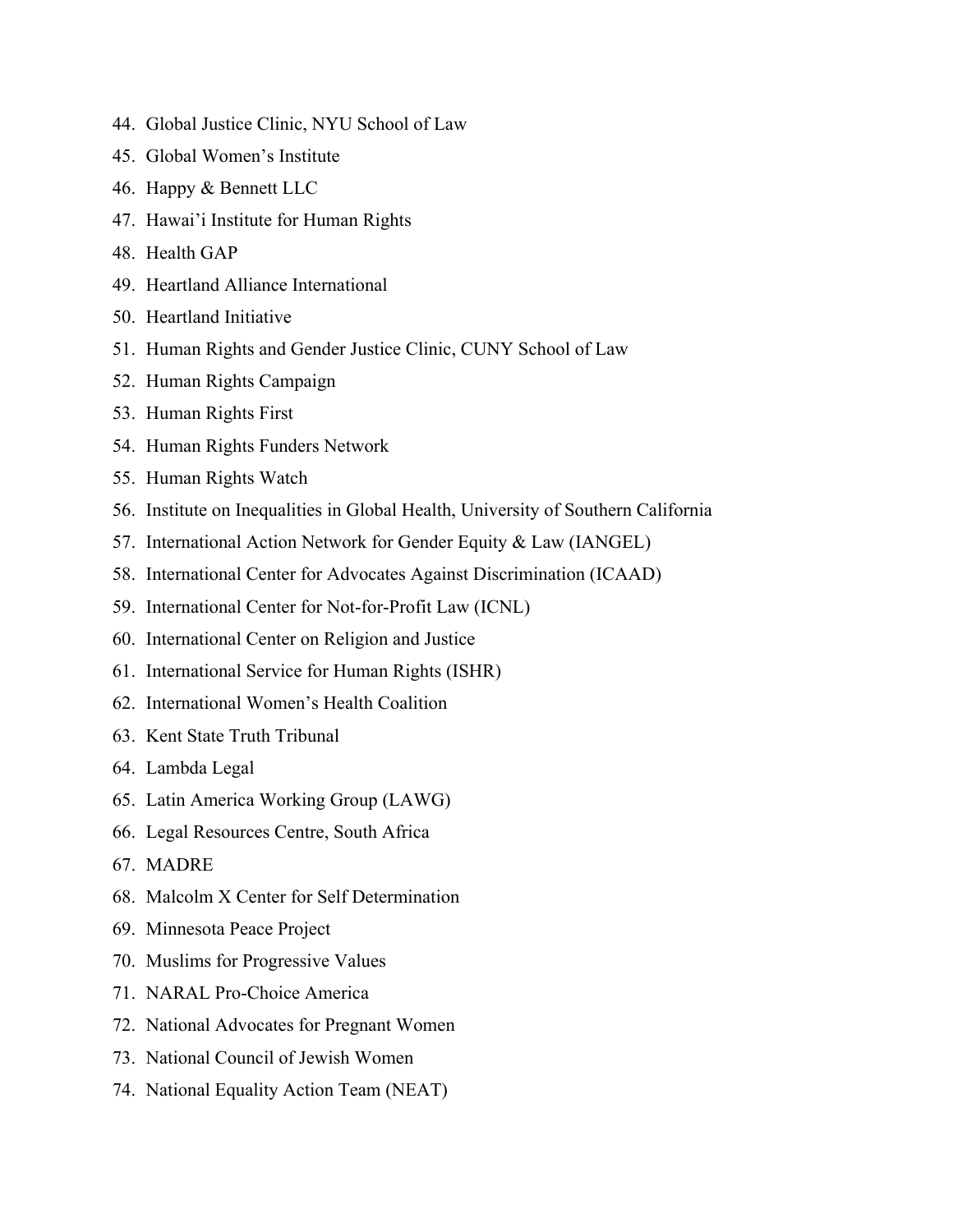44. Global Justice Clinic, NYU School of Law
45. Global Women's Institute
46. Happy & Bennett LLC
47. Hawai'i Institute for Human Rights
48. Health GAP
49. Heartland Alliance International
50. Heartland Initiative
51. Human Rights and Gender Justice Clinic, CUNY School of Law
52. Human Rights Campaign
53. Human Rights First
54. Human Rights Funders Network
55. Human Rights Watch
56. Institute on Inequalities in Global Health, University of Southern California
57. International Action Network for Gender Equity & Law (IANGEL)
58. International Center for Advocates Against Discrimination (ICAAD)
59. International Center for Not-for-Profit Law (ICNL)
60. International Center on Religion and Justice
61. International Service for Human Rights (ISHR)
62. International Women's Health Coalition
63. Kent State Truth Tribunal
64. Lambda Legal
65. Latin America Working Group (LAWG)
66. Legal Resources Centre, South Africa
67. MADRE
68. Malcolm X Center for Self Determination
69. Minnesota Peace Project
70. Muslims for Progressive Values
71. NARAL Pro-Choice America
72. National Advocates for Pregnant Women
73. National Council of Jewish Women
74. National Equality Action Team (NEAT)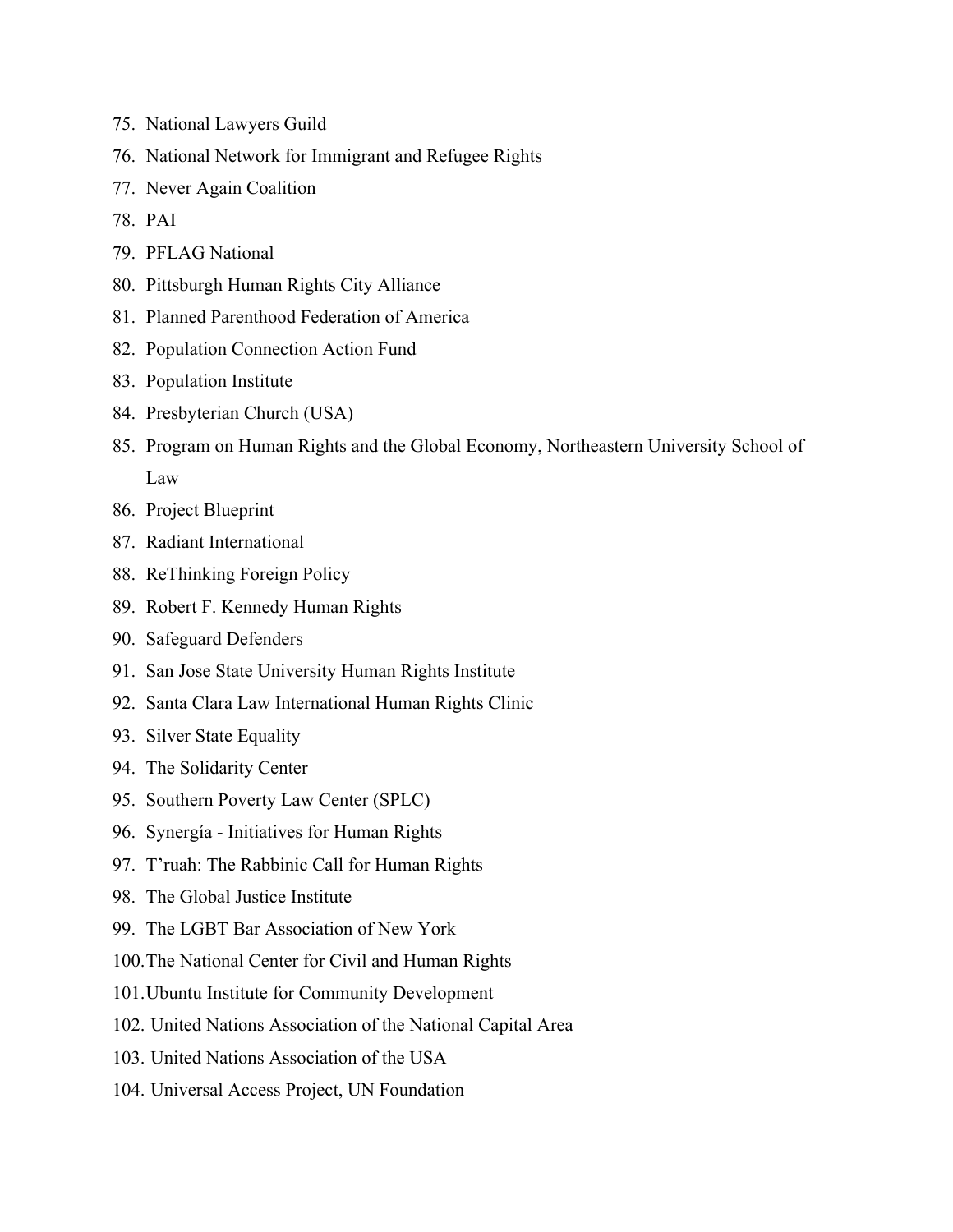75. National Lawyers Guild
76. National Network for Immigrant and Refugee Rights
77. Never Again Coalition
78. PAI
79. PFLAG National
80. Pittsburgh Human Rights City Alliance
81. Planned Parenthood Federation of America
82. Population Connection Action Fund
83. Population Institute
84. Presbyterian Church (USA)
85. Program on Human Rights and the Global Economy, Northeastern University School of Law
86. Project Blueprint
87. Radiant International
88. ReThinking Foreign Policy
89. Robert F. Kennedy Human Rights
90. Safeguard Defenders
91. San Jose State University Human Rights Institute
92. Santa Clara Law International Human Rights Clinic
93. Silver State Equality
94. The Solidarity Center
95. Southern Poverty Law Center (SPLC)
96. Synergía - Initiatives for Human Rights
97. T'ruah: The Rabbinic Call for Human Rights
98. The Global Justice Institute
99. The LGBT Bar Association of New York
100. The National Center for Civil and Human Rights
101. Ubuntu Institute for Community Development
102. United Nations Association of the National Capital Area
103. United Nations Association of the USA
104. Universal Access Project, UN Foundation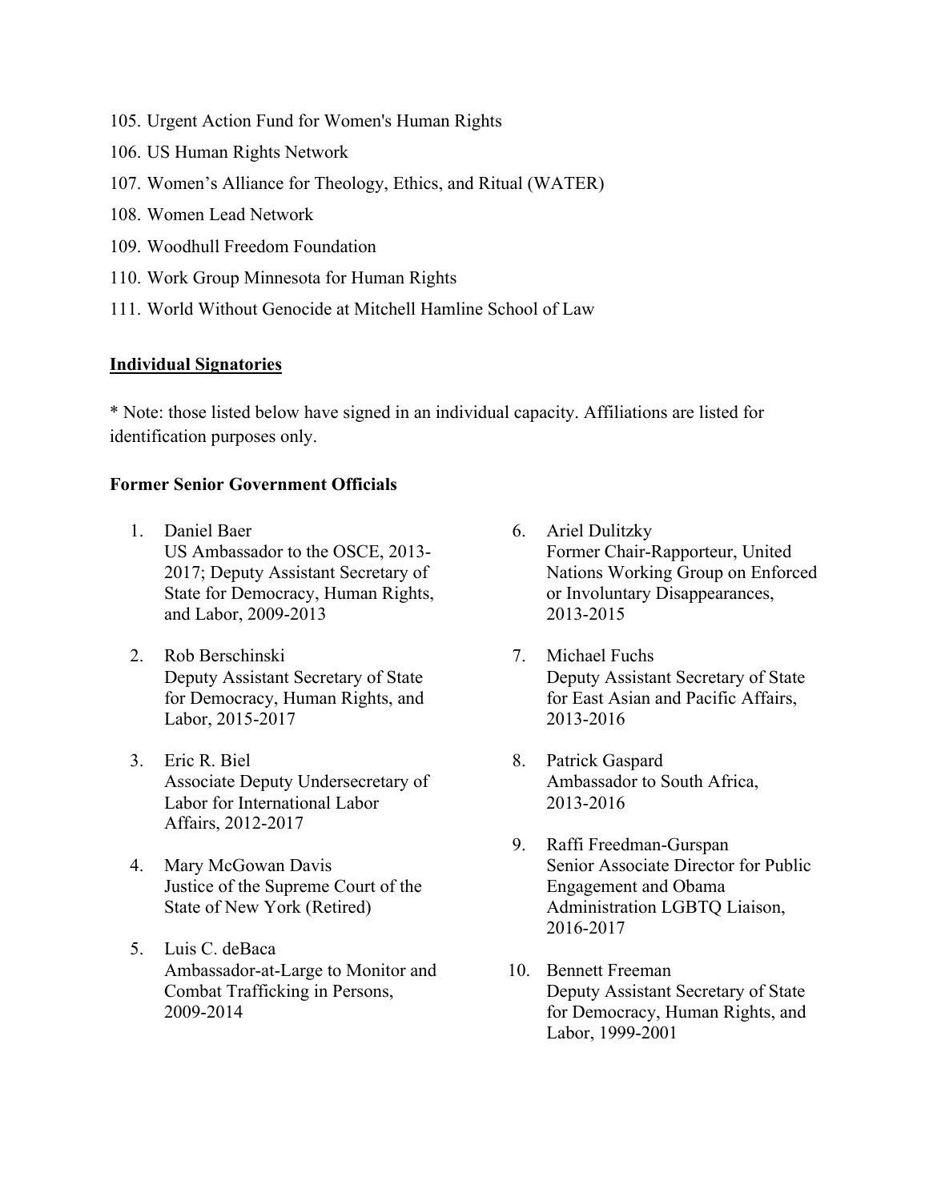105. Urgent Action Fund for Women's Human Rights
106. US Human Rights Network
107. Women's Alliance for Theology, Ethics, and Ritual (WATER)
108. Women Lead Network
109. Woodhull Freedom Foundation
110. Work Group Minnesota for Human Rights
111. World Without Genocide at Mitchell Hamline School of Law

__Individual Signatories__

* Note: those listed below have signed in an individual capacity. Affiliations are listed for identification purposes only.

**Former Senior Government Officials**

1. Daniel Baer
   US Ambassador to the OSCE, 2013-2017; Deputy Assistant Secretary of State for Democracy, Human Rights, and Labor, 2009-2013

2. Rob Berschinski
   Deputy Assistant Secretary of State for Democracy, Human Rights, and Labor, 2015-2017

3. Eric R. Biel
   Associate Deputy Undersecretary of Labor for International Labor Affairs, 2012-2017

4. Mary McGowan Davis
   Justice of the Supreme Court of the State of New York (Retired)

5. Luis C. deBaca
   Ambassador-at-Large to Monitor and Combat Trafficking in Persons, 2009-2014

6. Ariel Dulitzky
   Former Chair-Rapporteur, United Nations Working Group on Enforced or Involuntary Disappearances, 2013-2015

7. Michael Fuchs
   Deputy Assistant Secretary of State for East Asian and Pacific Affairs, 2013-2016

8. Patrick Gaspard
   Ambassador to South Africa, 2013-2016

9. Raffi Freedman-Gurspan
   Senior Associate Director for Public Engagement and Obama Administration LGBTQ Liaison, 2016-2017

10. Bennett Freeman
    Deputy Assistant Secretary of State for Democracy, Human Rights, and Labor, 1999-2001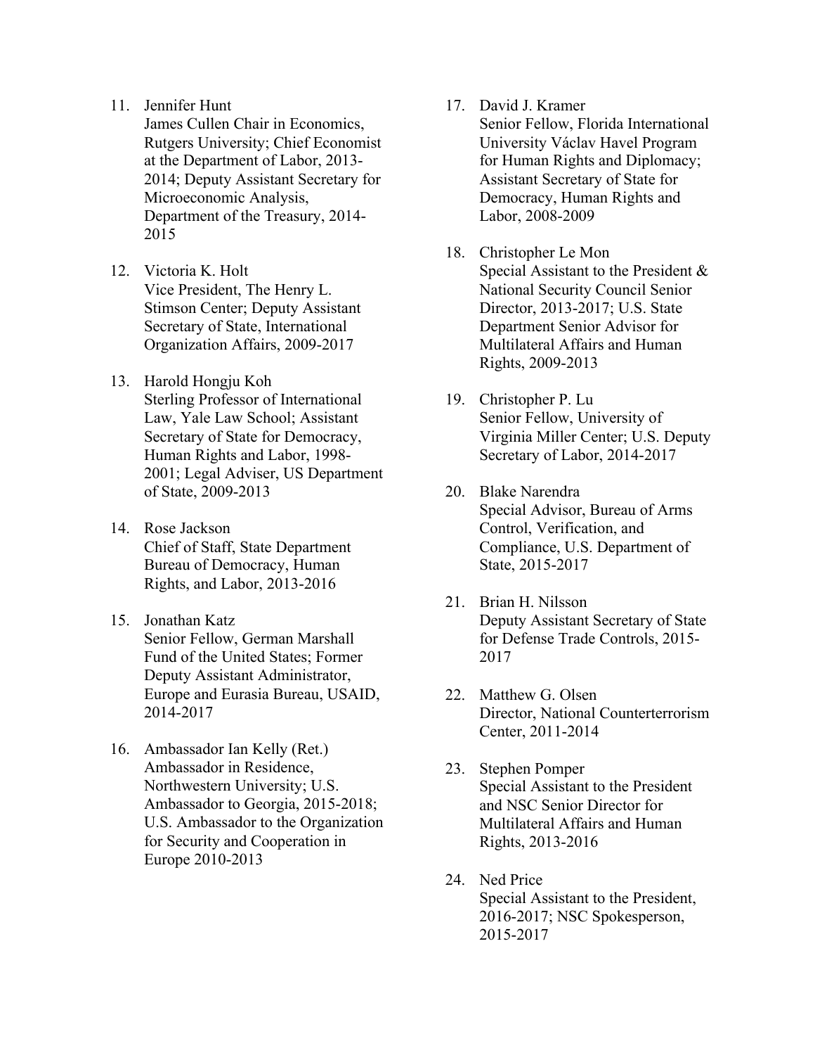11. Jennifer Hunt
    James Cullen Chair in Economics, Rutgers University; Chief Economist at the Department of Labor, 2013-2014; Deputy Assistant Secretary for Microeconomic Analysis, Department of the Treasury, 2014-2015

12. Victoria K. Holt
    Vice President, The Henry L. Stimson Center; Deputy Assistant Secretary of State, International Organization Affairs, 2009-2017

13. Harold Hongju Koh
    Sterling Professor of International Law, Yale Law School; Assistant Secretary of State for Democracy, Human Rights and Labor, 1998-2001; Legal Adviser, US Department of State, 2009-2013

14. Rose Jackson
    Chief of Staff, State Department Bureau of Democracy, Human Rights, and Labor, 2013-2016

15. Jonathan Katz
    Senior Fellow, German Marshall Fund of the United States; Former Deputy Assistant Administrator, Europe and Eurasia Bureau, USAID, 2014-2017

16. Ambassador Ian Kelly (Ret.)
    Ambassador in Residence, Northwestern University; U.S. Ambassador to Georgia, 2015-2018; U.S. Ambassador to the Organization for Security and Cooperation in Europe 2010-2013

17. David J. Kramer
    Senior Fellow, Florida International University Václav Havel Program for Human Rights and Diplomacy; Assistant Secretary of State for Democracy, Human Rights and Labor, 2008-2009

18. Christopher Le Mon
    Special Assistant to the President & National Security Council Senior Director, 2013-2017; U.S. State Department Senior Advisor for Multilateral Affairs and Human Rights, 2009-2013

19. Christopher P. Lu
    Senior Fellow, University of Virginia Miller Center; U.S. Deputy Secretary of Labor, 2014-2017

20. Blake Narendra
    Special Advisor, Bureau of Arms Control, Verification, and Compliance, U.S. Department of State, 2015-2017

21. Brian H. Nilsson
    Deputy Assistant Secretary of State for Defense Trade Controls, 2015-2017

22. Matthew G. Olsen
    Director, National Counterterrorism Center, 2011-2014

23. Stephen Pomper
    Special Assistant to the President and NSC Senior Director for Multilateral Affairs and Human Rights, 2013-2016

24. Ned Price
    Special Assistant to the President, 2016-2017; NSC Spokesperson, 2015-2017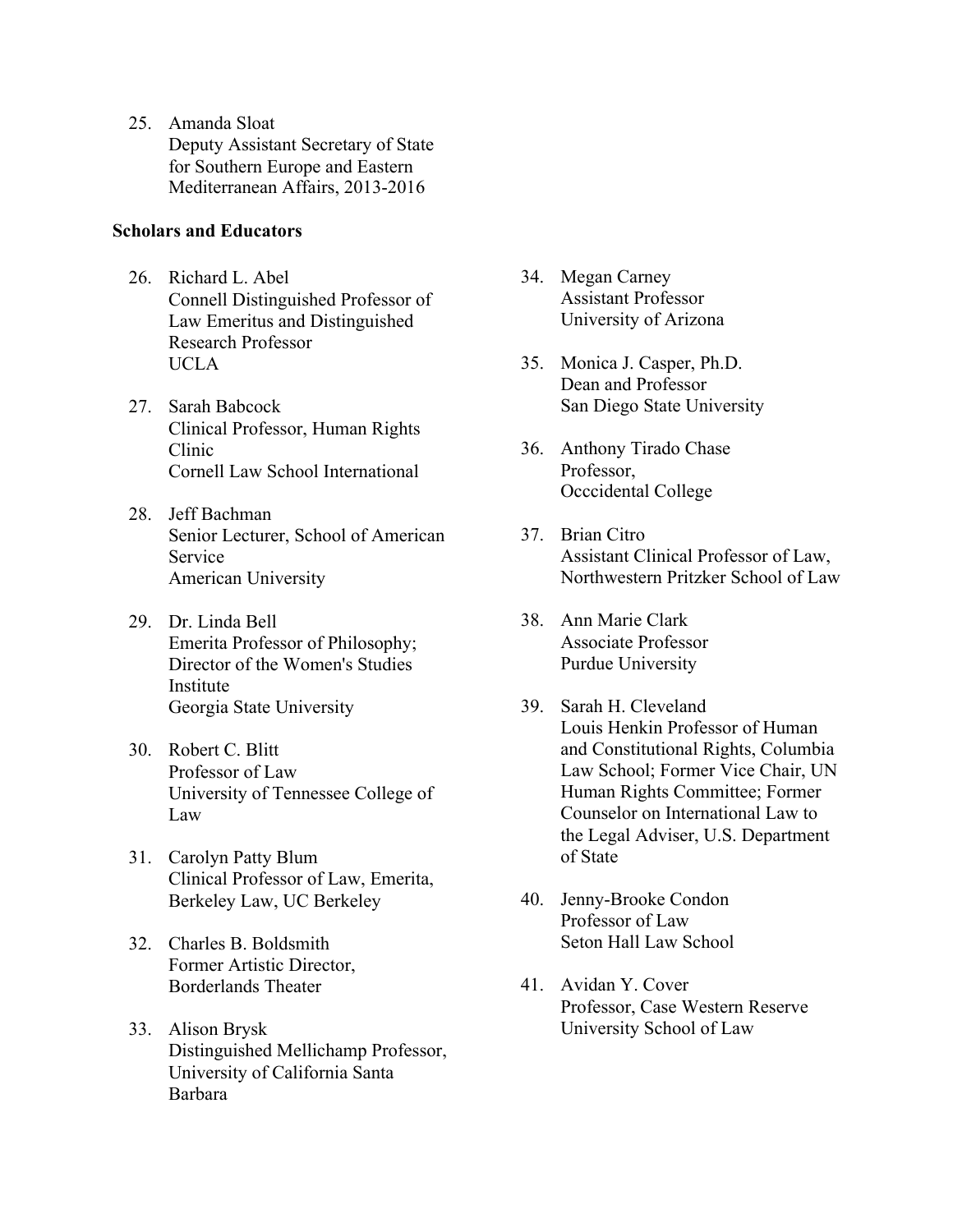25. Amanda Sloat
    Deputy Assistant Secretary of State for Southern Europe and Eastern Mediterranean Affairs, 2013-2016

**Scholars and Educators**

26. Richard L. Abel
    Connell Distinguished Professor of Law Emeritus and Distinguished Research Professor
    UCLA

27. Sarah Babcock
    Clinical Professor, Human Rights Clinic
    Cornell Law School International

28. Jeff Bachman
    Senior Lecturer, School of American Service
    American University

29. Dr. Linda Bell
    Emerita Professor of Philosophy; Director of the Women's Studies Institute
    Georgia State University

30. Robert C. Blitt
    Professor of Law
    University of Tennessee College of Law

31. Carolyn Patty Blum
    Clinical Professor of Law, Emerita,
    Berkeley Law, UC Berkeley

32. Charles B. Boldsmith
    Former Artistic Director,
    Borderlands Theater

33. Alison Brysk
    Distinguished Mellichamp Professor,
    University of California Santa Barbara

34. Megan Carney
    Assistant Professor
    University of Arizona

35. Monica J. Casper, Ph.D.
    Dean and Professor
    San Diego State University

36. Anthony Tirado Chase
    Professor,
    Occcidental College

37. Brian Citro
    Assistant Clinical Professor of Law,
    Northwestern Pritzker School of Law

38. Ann Marie Clark
    Associate Professor
    Purdue University

39. Sarah H. Cleveland
    Louis Henkin Professor of Human and Constitutional Rights, Columbia Law School; Former Vice Chair, UN Human Rights Committee; Former Counselor on International Law to the Legal Adviser, U.S. Department of State

40. Jenny-Brooke Condon
    Professor of Law
    Seton Hall Law School

41. Avidan Y. Cover
    Professor, Case Western Reserve University School of Law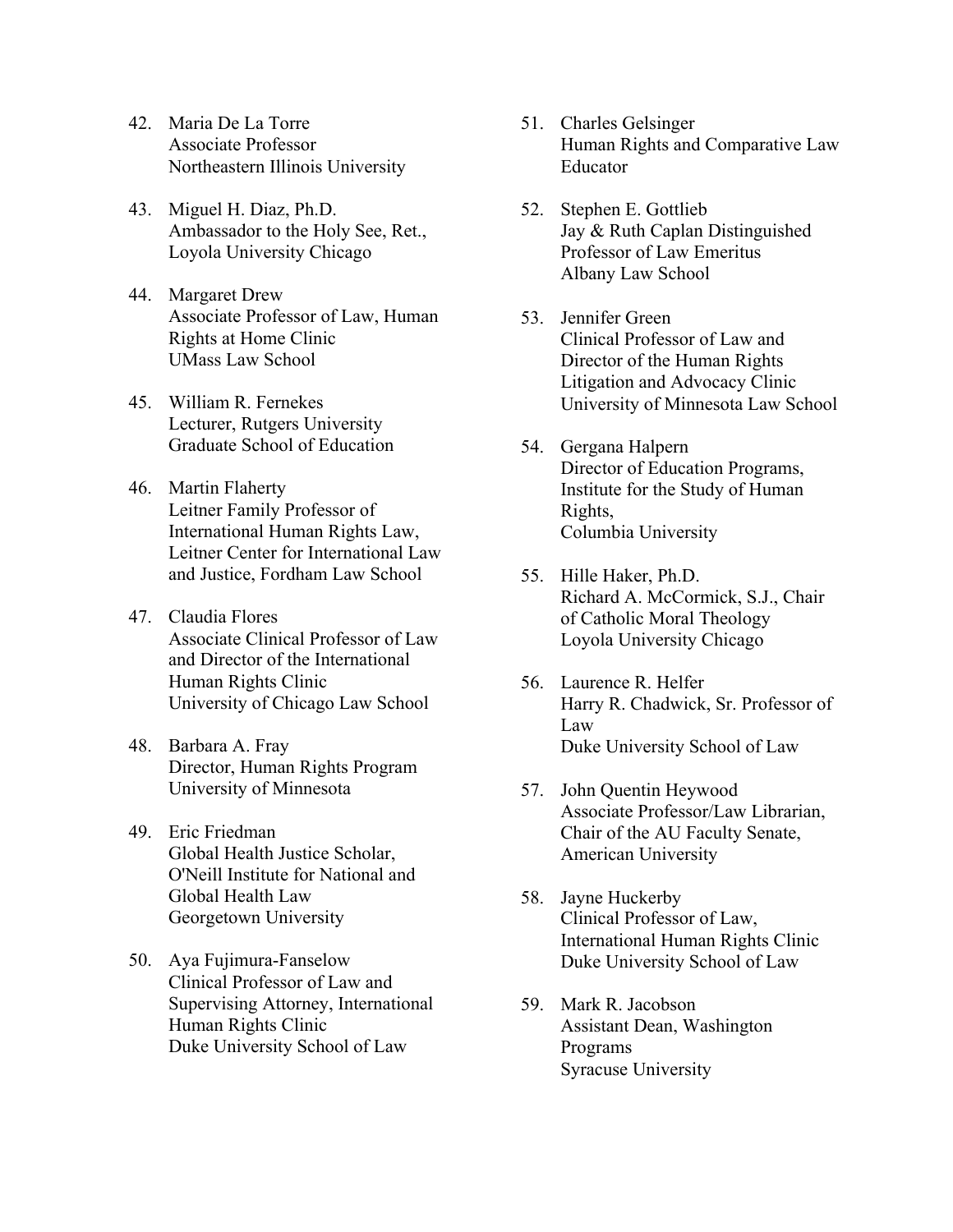42. Maria De La Torre
    Associate Professor
    Northeastern Illinois University

43. Miguel H. Diaz, Ph.D.
    Ambassador to the Holy See, Ret.,
    Loyola University Chicago

44. Margaret Drew
    Associate Professor of Law, Human Rights at Home Clinic
    UMass Law School

45. William R. Fernekes
    Lecturer, Rutgers University Graduate School of Education

46. Martin Flaherty
    Leitner Family Professor of International Human Rights Law, Leitner Center for International Law and Justice, Fordham Law School

47. Claudia Flores
    Associate Clinical Professor of Law and Director of the International Human Rights Clinic
    University of Chicago Law School

48. Barbara A. Fray
    Director, Human Rights Program
    University of Minnesota

49. Eric Friedman
    Global Health Justice Scholar, O'Neill Institute for National and Global Health Law
    Georgetown University

50. Aya Fujimura-Fanselow
    Clinical Professor of Law and Supervising Attorney, International Human Rights Clinic
    Duke University School of Law

51. Charles Gelsinger
    Human Rights and Comparative Law Educator

52. Stephen E. Gottlieb
    Jay & Ruth Caplan Distinguished Professor of Law Emeritus
    Albany Law School

53. Jennifer Green
    Clinical Professor of Law and Director of the Human Rights Litigation and Advocacy Clinic
    University of Minnesota Law School

54. Gergana Halpern
    Director of Education Programs, Institute for the Study of Human Rights,
    Columbia University

55. Hille Haker, Ph.D.
    Richard A. McCormick, S.J., Chair of Catholic Moral Theology
    Loyola University Chicago

56. Laurence R. Helfer
    Harry R. Chadwick, Sr. Professor of Law
    Duke University School of Law

57. John Quentin Heywood
    Associate Professor/Law Librarian, Chair of the AU Faculty Senate,
    American University

58. Jayne Huckerby
    Clinical Professor of Law, International Human Rights Clinic
    Duke University School of Law

59. Mark R. Jacobson
    Assistant Dean, Washington Programs
    Syracuse University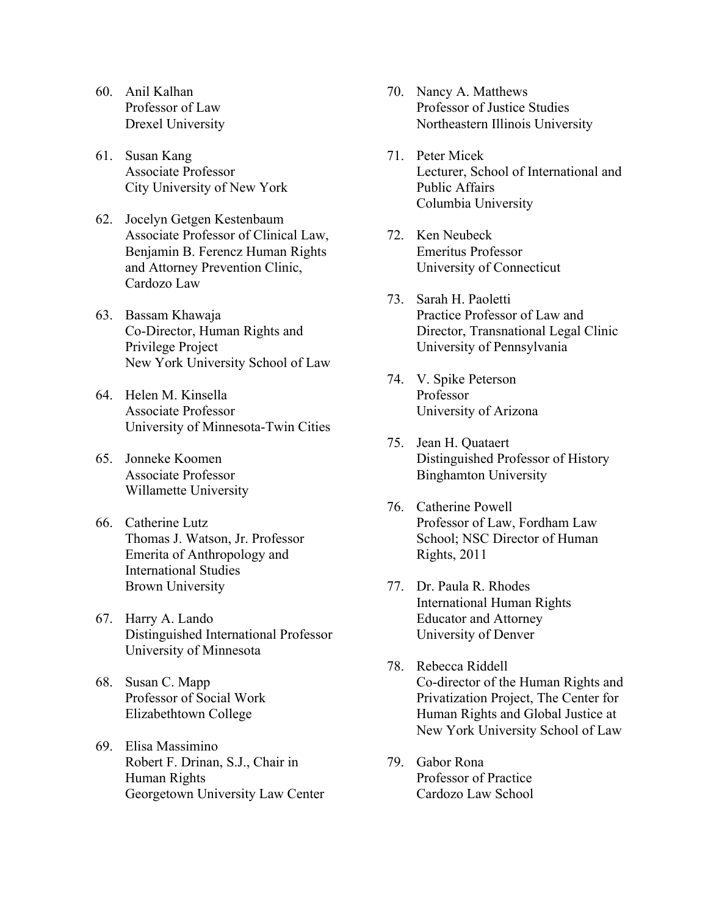60. Anil Kalhan
    Professor of Law
    Drexel University

61. Susan Kang
    Associate Professor
    City University of New York

62. Jocelyn Getgen Kestenbaum
    Associate Professor of Clinical Law,
    Benjamin B. Ferencz Human Rights
    and Attorney Prevention Clinic,
    Cardozo Law

63. Bassam Khawaja
    Co-Director, Human Rights and
    Privilege Project
    New York University School of Law

64. Helen M. Kinsella
    Associate Professor
    University of Minnesota-Twin Cities

65. Jonneke Koomen
    Associate Professor
    Willamette University

66. Catherine Lutz
    Thomas J. Watson, Jr. Professor
    Emerita of Anthropology and
    International Studies
    Brown University

67. Harry A. Lando
    Distinguished International Professor
    University of Minnesota

68. Susan C. Mapp
    Professor of Social Work
    Elizabethtown College

69. Elisa Massimino
    Robert F. Drinan, S.J., Chair in
    Human Rights
    Georgetown University Law Center

70. Nancy A. Matthews
    Professor of Justice Studies
    Northeastern Illinois University

71. Peter Micek
    Lecturer, School of International and
    Public Affairs
    Columbia University

72. Ken Neubeck
    Emeritus Professor
    University of Connecticut

73. Sarah H. Paoletti
    Practice Professor of Law and
    Director, Transnational Legal Clinic
    University of Pennsylvania

74. V. Spike Peterson
    Professor
    University of Arizona

75. Jean H. Quataert
    Distinguished Professor of History
    Binghamton University

76. Catherine Powell
    Professor of Law, Fordham Law
    School; NSC Director of Human
    Rights, 2011

77. Dr. Paula R. Rhodes
    International Human Rights
    Educator and Attorney
    University of Denver

78. Rebecca Riddell
    Co-director of the Human Rights and
    Privatization Project, The Center for
    Human Rights and Global Justice at
    New York University School of Law

79. Gabor Rona
    Professor of Practice
    Cardozo Law School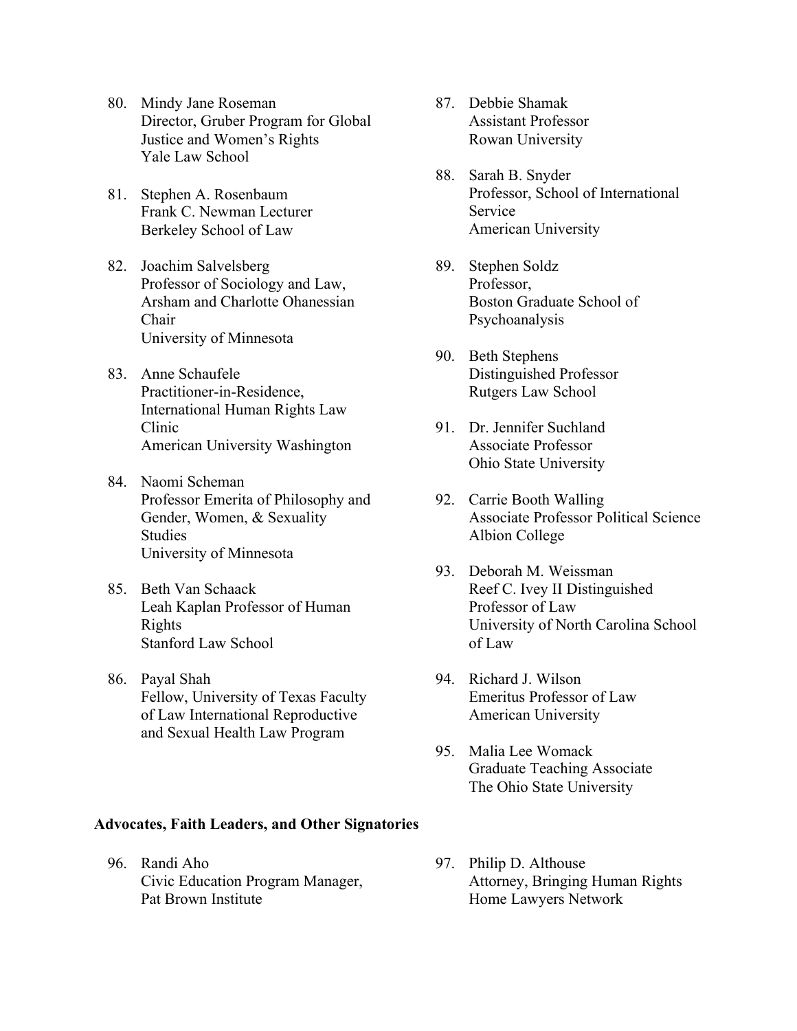80. Mindy Jane Roseman
 Director, Gruber Program for Global Justice and Women's Rights
 Yale Law School

81. Stephen A. Rosenbaum
 Frank C. Newman Lecturer
 Berkeley School of Law

82. Joachim Salvelsberg
 Professor of Sociology and Law, Arsham and Charlotte Ohanessian Chair
 University of Minnesota

83. Anne Schaufele
 Practitioner-in-Residence, International Human Rights Law Clinic
 American University Washington

84. Naomi Scheman
 Professor Emerita of Philosophy and Gender, Women, & Sexuality Studies
 University of Minnesota

85. Beth Van Schaack
 Leah Kaplan Professor of Human Rights
 Stanford Law School

86. Payal Shah
 Fellow, University of Texas Faculty of Law International Reproductive and Sexual Health Law Program

87. Debbie Shamak
 Assistant Professor
 Rowan University

88. Sarah B. Snyder
 Professor, School of International Service
 American University

89. Stephen Soldz
 Professor,
 Boston Graduate School of Psychoanalysis

90. Beth Stephens
 Distinguished Professor
 Rutgers Law School

91. Dr. Jennifer Suchland
 Associate Professor
 Ohio State University

92. Carrie Booth Walling
 Associate Professor Political Science
 Albion College

93. Deborah M. Weissman
 Reef C. Ivey II Distinguished Professor of Law
 University of North Carolina School of Law

94. Richard J. Wilson
 Emeritus Professor of Law
 American University

95. Malia Lee Womack
 Graduate Teaching Associate
 The Ohio State University

**Advocates, Faith Leaders, and Other Signatories**

96. Randi Aho
 Civic Education Program Manager, Pat Brown Institute

97. Philip D. Althouse
 Attorney, Bringing Human Rights Home Lawyers Network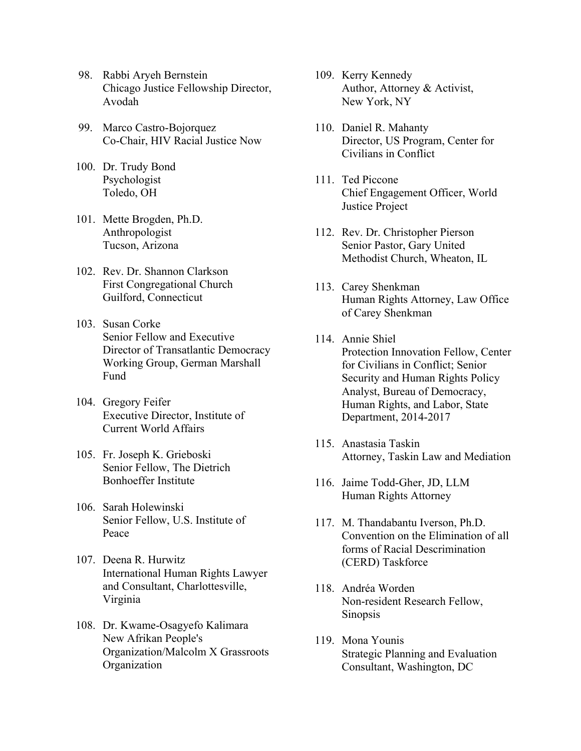98. Rabbi Aryeh Bernstein
    Chicago Justice Fellowship Director, Avodah

99. Marco Castro-Bojorquez
    Co-Chair, HIV Racial Justice Now

100. Dr. Trudy Bond
    Psychologist
    Toledo, OH

101. Mette Brogden, Ph.D.
    Anthropologist
    Tucson, Arizona

102. Rev. Dr. Shannon Clarkson
    First Congregational Church
    Guilford, Connecticut

103. Susan Corke
    Senior Fellow and Executive Director of Transatlantic Democracy Working Group, German Marshall Fund

104. Gregory Feifer
    Executive Director, Institute of Current World Affairs

105. Fr. Joseph K. Grieboski
    Senior Fellow, The Dietrich Bonhoeffer Institute

106. Sarah Holewinski
    Senior Fellow, U.S. Institute of Peace

107. Deena R. Hurwitz
    International Human Rights Lawyer and Consultant, Charlottesville, Virginia

108. Dr. Kwame-Osagyefo Kalimara
    New Afrikan People's Organization/Malcolm X Grassroots Organization

109. Kerry Kennedy
    Author, Attorney & Activist,
    New York, NY

110. Daniel R. Mahanty
    Director, US Program, Center for Civilians in Conflict

111. Ted Piccone
    Chief Engagement Officer, World Justice Project

112. Rev. Dr. Christopher Pierson
    Senior Pastor, Gary United Methodist Church, Wheaton, IL

113. Carey Shenkman
    Human Rights Attorney, Law Office of Carey Shenkman

114. Annie Shiel
    Protection Innovation Fellow, Center for Civilians in Conflict; Senior Security and Human Rights Policy Analyst, Bureau of Democracy, Human Rights, and Labor, State Department, 2014-2017

115. Anastasia Taskin
    Attorney, Taskin Law and Mediation

116. Jaime Todd-Gher, JD, LLM
    Human Rights Attorney

117. M. Thandabantu Iverson, Ph.D.
    Convention on the Elimination of all forms of Racial Descrimination (CERD) Taskforce

118. Andréa Worden
    Non-resident Research Fellow, Sinopsis

119. Mona Younis
    Strategic Planning and Evaluation Consultant, Washington, DC